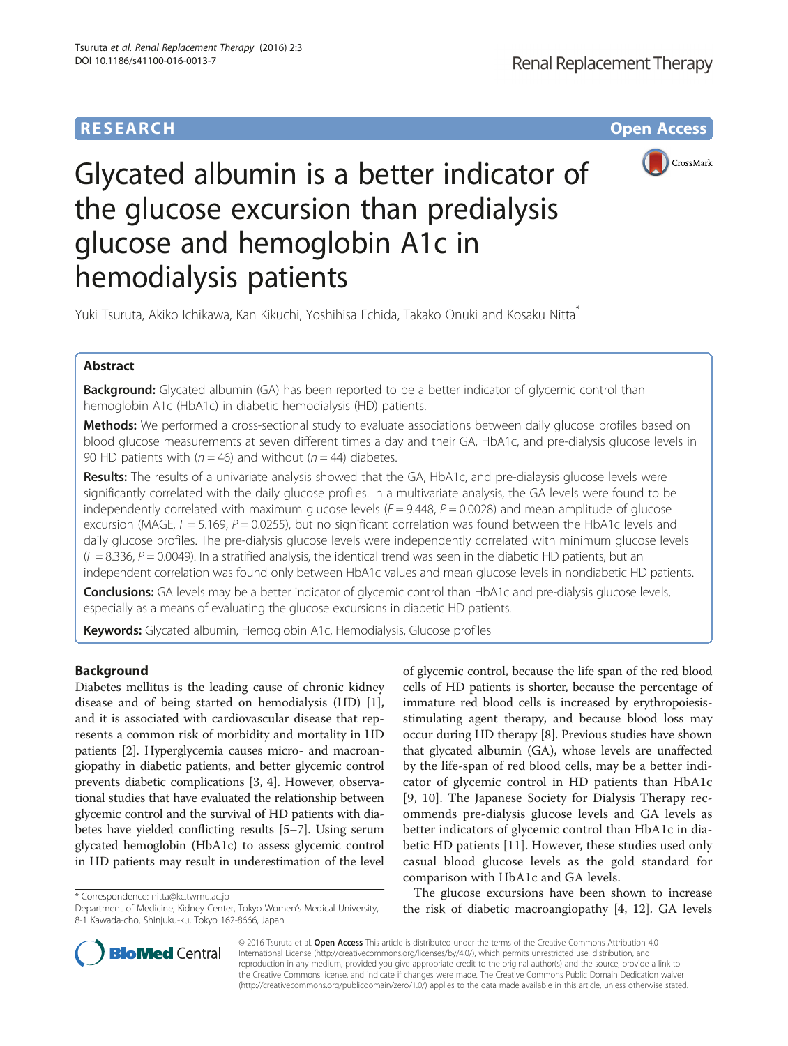RESEARCH | Open Access

# Glycated albumin is a better indicator of the glucose excursion than predialysis glucose and hemoglobin A1c in hemodialysis patients

Yuki Tsuruta, Akiko Ichikawa, Kan Kikuchi, Yoshihisa Echida, Takako Onuki and Kosaku Nitta*

## Abstract

**Background:** Glycated albumin (GA) has been reported to be a better indicator of glycemic control than hemoglobin A1c (HbA1c) in diabetic hemodialysis (HD) patients.

**Methods:** We performed a cross-sectional study to evaluate associations between daily glucose profiles based on blood glucose measurements at seven different times a day and their GA, HbA1c, and pre-dialysis glucose levels in 90 HD patients with ($n = 46$) and without ($n = 44$) diabetes.

**Results:** The results of a univariate analysis showed that the GA, HbA1c, and pre-dialysis glucose levels were significantly correlated with the daily glucose profiles. In a multivariate analysis, the GA levels were found to be independently correlated with maximum glucose levels ($F = 9.448$, $P = 0.0028$) and mean amplitude of glucose excursion (MAGE, $F = 5.169$, $P = 0.0255$), but no significant correlation was found between the HbA1c levels and daily glucose profiles. The pre-dialysis glucose levels were independently correlated with minimum glucose levels ($F = 8.336$, $P = 0.0049$). In a stratified analysis, the identical trend was seen in the diabetic HD patients, but an independent correlation was found only between HbA1c values and mean glucose levels in nondiabetic HD patients.

**Conclusions:** GA levels may be a better indicator of glycemic control than HbA1c and pre-dialysis glucose levels, especially as a means of evaluating the glucose excursions in diabetic HD patients.

**Keywords:** Glycated albumin, Hemoglobin A1c, Hemodialysis, Glucose profiles

## Background

Diabetes mellitus is the leading cause of chronic kidney disease and of being started on hemodialysis (HD) [1], and it is associated with cardiovascular disease that represents a common risk of morbidity and mortality in HD patients [2]. Hyperglycemia causes micro- and macroangiopathy in diabetic patients, and better glycemic control prevents diabetic complications [3, 4]. However, observational studies that have evaluated the relationship between glycemic control and the survival of HD patients with diabetes have yielded conflicting results [5–7]. Using serum glycated hemoglobin (HbA1c) to assess glycemic control in HD patients may result in underestimation of the level of glycemic control, because the life span of the red blood cells of HD patients is shorter, because the percentage of immature red blood cells is increased by erythropoiesis-stimulating agent therapy, and because blood loss may occur during HD therapy [8]. Previous studies have shown that glycated albumin (GA), whose levels are unaffected by the life-span of red blood cells, may be a better indicator of glycemic control in HD patients than HbA1c [9, 10]. The Japanese Society for Dialysis Therapy recommends pre-dialysis glucose levels and GA levels as better indicators of glycemic control than HbA1c in diabetic HD patients [11]. However, these studies used only casual blood glucose levels as the gold standard for comparison with HbA1c and GA levels.

The glucose excursions have been shown to increase the risk of diabetic macroangiopathy [4, 12]. GA levels

\* Correspondence: nitta@kc.twmu.ac.jp
Department of Medicine, Kidney Center, Tokyo Women's Medical University, 8-1 Kawada-cho, Shinjuku-ku, Tokyo 162-8666, Japan

© 2016 Tsuruta et al. **Open Access** This article is distributed under the terms of the Creative Commons Attribution 4.0 International License (http://creativecommons.org/licenses/by/4.0/), which permits unrestricted use, distribution, and reproduction in any medium, provided you give appropriate credit to the original author(s) and the source, provide a link to the Creative Commons license, and indicate if changes were made. The Creative Commons Public Domain Dedication waiver (http://creativecommons.org/publicdomain/zero/1.0/) applies to the data made available in this article, unless otherwise stated.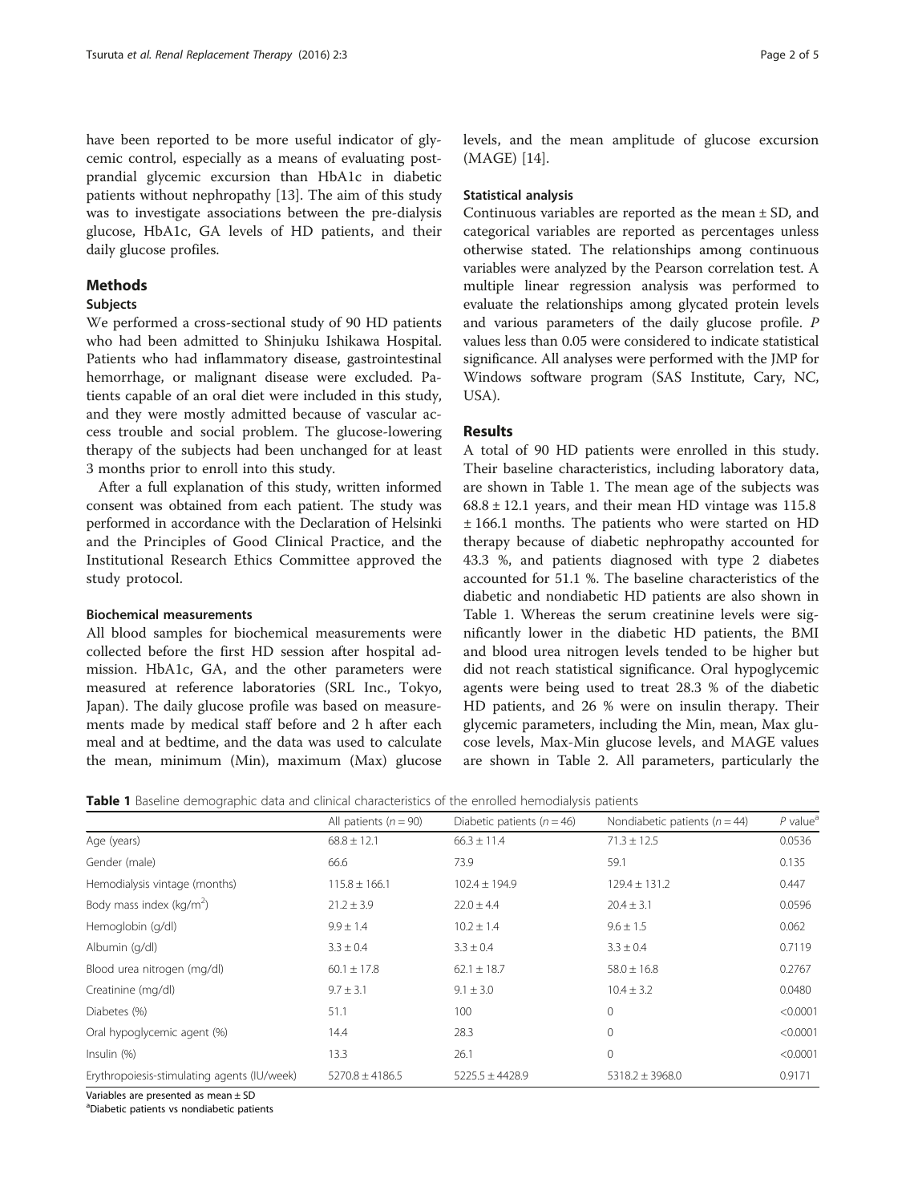have been reported to be more useful indicator of glycemic control, especially as a means of evaluating postprandial glycemic excursion than HbA1c in diabetic patients without nephropathy [13]. The aim of this study was to investigate associations between the pre-dialysis glucose, HbA1c, GA levels of HD patients, and their daily glucose profiles.

## Methods

### Subjects

We performed a cross-sectional study of 90 HD patients who had been admitted to Shinjuku Ishikawa Hospital. Patients who had inflammatory disease, gastrointestinal hemorrhage, or malignant disease were excluded. Patients capable of an oral diet were included in this study, and they were mostly admitted because of vascular access trouble and social problem. The glucose-lowering therapy of the subjects had been unchanged for at least 3 months prior to enroll into this study.

After a full explanation of this study, written informed consent was obtained from each patient. The study was performed in accordance with the Declaration of Helsinki and the Principles of Good Clinical Practice, and the Institutional Research Ethics Committee approved the study protocol.

### Biochemical measurements

All blood samples for biochemical measurements were collected before the first HD session after hospital admission. HbA1c, GA, and the other parameters were measured at reference laboratories (SRL Inc., Tokyo, Japan). The daily glucose profile was based on measurements made by medical staff before and 2 h after each meal and at bedtime, and the data was used to calculate the mean, minimum (Min), maximum (Max) glucose levels, and the mean amplitude of glucose excursion (MAGE) [14].

### Statistical analysis

Continuous variables are reported as the mean ± SD, and categorical variables are reported as percentages unless otherwise stated. The relationships among continuous variables were analyzed by the Pearson correlation test. A multiple linear regression analysis was performed to evaluate the relationships among glycated protein levels and various parameters of the daily glucose profile. *P* values less than 0.05 were considered to indicate statistical significance. All analyses were performed with the JMP for Windows software program (SAS Institute, Cary, NC, USA).

## Results

A total of 90 HD patients were enrolled in this study. Their baseline characteristics, including laboratory data, are shown in Table 1. The mean age of the subjects was 68.8 ± 12.1 years, and their mean HD vintage was 115.8 ± 166.1 months. The patients who were started on HD therapy because of diabetic nephropathy accounted for 43.3 %, and patients diagnosed with type 2 diabetes accounted for 51.1 %. The baseline characteristics of the diabetic and nondiabetic HD patients are also shown in Table 1. Whereas the serum creatinine levels were significantly lower in the diabetic HD patients, the BMI and blood urea nitrogen levels tended to be higher but did not reach statistical significance. Oral hypoglycemic agents were being used to treat 28.3 % of the diabetic HD patients, and 26 % were on insulin therapy. Their glycemic parameters, including the Min, mean, Max glucose levels, Max-Min glucose levels, and MAGE values are shown in Table 2. All parameters, particularly the

**Table 1** Baseline demographic data and clinical characteristics of the enrolled hemodialysis patients

| | All patients ($n = 90$) | Diabetic patients ($n = 46$) | Nondiabetic patients ($n = 44$) | *P* value[a] |
|---|---|---|---|---|
| Age (years) | 68.8 ± 12.1 | 66.3 ± 11.4 | 71.3 ± 12.5 | 0.0536 |
| Gender (male) | 66.6 | 73.9 | 59.1 | 0.135 |
| Hemodialysis vintage (months) | 115.8 ± 166.1 | 102.4 ± 194.9 | 129.4 ± 131.2 | 0.447 |
| Body mass index (kg/m$^2$) | 21.2 ± 3.9 | 22.0 ± 4.4 | 20.4 ± 3.1 | 0.0596 |
| Hemoglobin (g/dl) | 9.9 ± 1.4 | 10.2 ± 1.4 | 9.6 ± 1.5 | 0.062 |
| Albumin (g/dl) | 3.3 ± 0.4 | 3.3 ± 0.4 | 3.3 ± 0.4 | 0.7119 |
| Blood urea nitrogen (mg/dl) | 60.1 ± 17.8 | 62.1 ± 18.7 | 58.0 ± 16.8 | 0.2767 |
| Creatinine (mg/dl) | 9.7 ± 3.1 | 9.1 ± 3.0 | 10.4 ± 3.2 | 0.0480 |
| Diabetes (%) | 51.1 | 100 | 0 | <0.0001 |
| Oral hypoglycemic agent (%) | 14.4 | 28.3 | 0 | <0.0001 |
| Insulin (%) | 13.3 | 26.1 | 0 | <0.0001 |
| Erythropoiesis-stimulating agents (IU/week) | 5270.8 ± 4186.5 | 5225.5 ± 4428.9 | 5318.2 ± 3968.0 | 0.9171 |

Variables are presented as mean ± SD

[a]Diabetic patients vs nondiabetic patients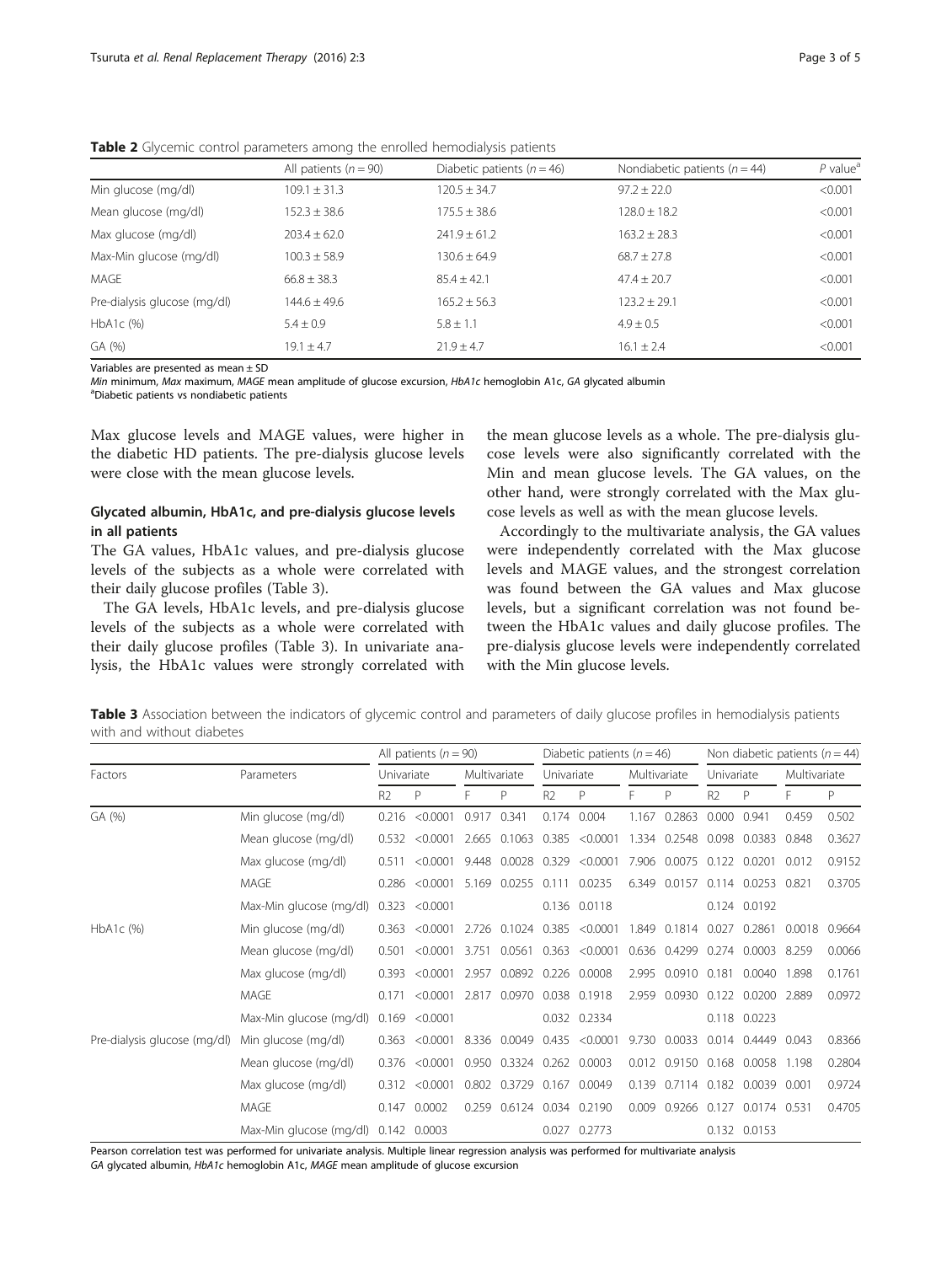**Table 2** Glycemic control parameters among the enrolled hemodialysis patients

| | All patients ($n = 90$) | Diabetic patients ($n = 46$) | Nondiabetic patients ($n = 44$) | $P$ value[a] |
|---|---|---|---|---|
| Min glucose (mg/dl) | 109.1 ± 31.3 | 120.5 ± 34.7 | 97.2 ± 22.0 | <0.001 |
| Mean glucose (mg/dl) | 152.3 ± 38.6 | 175.5 ± 38.6 | 128.0 ± 18.2 | <0.001 |
| Max glucose (mg/dl) | 203.4 ± 62.0 | 241.9 ± 61.2 | 163.2 ± 28.3 | <0.001 |
| Max-Min glucose (mg/dl) | 100.3 ± 58.9 | 130.6 ± 64.9 | 68.7 ± 27.8 | <0.001 |
| MAGE | 66.8 ± 38.3 | 85.4 ± 42.1 | 47.4 ± 20.7 | <0.001 |
| Pre-dialysis glucose (mg/dl) | 144.6 ± 49.6 | 165.2 ± 56.3 | 123.2 ± 29.1 | <0.001 |
| HbA1c (%) | 5.4 ± 0.9 | 5.8 ± 1.1 | 4.9 ± 0.5 | <0.001 |
| GA (%) | 19.1 ± 4.7 | 21.9 ± 4.7 | 16.1 ± 2.4 | <0.001 |

Variables are presented as mean ± SD

*Min* minimum, *Max* maximum, *MAGE* mean amplitude of glucose excursion, *HbA1c* hemoglobin A1c, *GA* glycated albumin

[a]Diabetic patients vs nondiabetic patients

Max glucose levels and MAGE values, were higher in the diabetic HD patients. The pre-dialysis glucose levels were close with the mean glucose levels.

### Glycated albumin, HbA1c, and pre-dialysis glucose levels in all patients

The GA values, HbA1c values, and pre-dialysis glucose levels of the subjects as a whole were correlated with their daily glucose profiles (Table 3).

The GA levels, HbA1c levels, and pre-dialysis glucose levels of the subjects as a whole were correlated with their daily glucose profiles (Table 3). In univariate analysis, the HbA1c values were strongly correlated with the mean glucose levels as a whole. The pre-dialysis glucose levels were also significantly correlated with the Min and mean glucose levels. The GA values, on the other hand, were strongly correlated with the Max glucose levels as well as with the mean glucose levels.

Accordingly to the multivariate analysis, the GA values were independently correlated with the Max glucose levels and MAGE values, and the strongest correlation was found between the GA values and Max glucose levels, but a significant correlation was not found between the HbA1c values and daily glucose profiles. The pre-dialysis glucose levels were independently correlated with the Min glucose levels.

**Table 3** Association between the indicators of glycemic control and parameters of daily glucose profiles in hemodialysis patients with and without diabetes

| Factors | Parameters | All patients ($n = 90$) | | | | Diabetic patients ($n = 46$) | | | | Non diabetic patients ($n = 44$) | | | |
|---|---|---|---|---|---|---|---|---|---|---|---|---|---|
| | | Univariate | | Multivariate | | Univariate | | Multivariate | | Univariate | | Multivariate | |
| | | R2 | P | F | P | R2 | P | F | P | R2 | P | F | P |
| GA (%) | Min glucose (mg/dl) | 0.216 | <0.0001 | 0.917 | 0.341 | 0.174 | 0.004 | 1.167 | 0.2863 | 0.000 | 0.941 | 0.459 | 0.502 |
| | Mean glucose (mg/dl) | 0.532 | <0.0001 | 2.665 | 0.1063 | 0.385 | <0.0001 | 1.334 | 0.2548 | 0.098 | 0.0383 | 0.848 | 0.3627 |
| | Max glucose (mg/dl) | 0.511 | <0.0001 | 9.448 | 0.0028 | 0.329 | <0.0001 | 7.906 | 0.0075 | 0.122 | 0.0201 | 0.012 | 0.9152 |
| | MAGE | 0.286 | <0.0001 | 5.169 | 0.0255 | 0.111 | 0.0235 | 6.349 | 0.0157 | 0.114 | 0.0253 | 0.821 | 0.3705 |
| | Max-Min glucose (mg/dl) | 0.323 | <0.0001 | | | 0.136 | 0.0118 | | | 0.124 | 0.0192 | | |
| HbA1c (%) | Min glucose (mg/dl) | 0.363 | <0.0001 | 2.726 | 0.1024 | 0.385 | <0.0001 | 1.849 | 0.1814 | 0.027 | 0.2861 | 0.0018 | 0.9664 |
| | Mean glucose (mg/dl) | 0.501 | <0.0001 | 3.751 | 0.0561 | 0.363 | <0.0001 | 0.636 | 0.4299 | 0.274 | 0.0003 | 8.259 | 0.0066 |
| | Max glucose (mg/dl) | 0.393 | <0.0001 | 2.957 | 0.0892 | 0.226 | 0.0008 | 2.995 | 0.0910 | 0.181 | 0.0040 | 1.898 | 0.1761 |
| | MAGE | 0.171 | <0.0001 | 2.817 | 0.0970 | 0.038 | 0.1918 | 2.959 | 0.0930 | 0.122 | 0.0200 | 2.889 | 0.0972 |
| | Max-Min glucose (mg/dl) | 0.169 | <0.0001 | | | 0.032 | 0.2334 | | | 0.118 | 0.0223 | | |
| Pre-dialysis glucose (mg/dl) | Min glucose (mg/dl) | 0.363 | <0.0001 | 8.336 | 0.0049 | 0.435 | <0.0001 | 9.730 | 0.0033 | 0.014 | 0.4449 | 0.043 | 0.8366 |
| | Mean glucose (mg/dl) | 0.376 | <0.0001 | 0.950 | 0.3324 | 0.262 | 0.0003 | 0.012 | 0.9150 | 0.168 | 0.0058 | 1.198 | 0.2804 |
| | Max glucose (mg/dl) | 0.312 | <0.0001 | 0.802 | 0.3729 | 0.167 | 0.0049 | 0.139 | 0.7114 | 0.182 | 0.0039 | 0.001 | 0.9724 |
| | MAGE | 0.147 | 0.0002 | 0.259 | 0.6124 | 0.034 | 0.2190 | 0.009 | 0.9266 | 0.127 | 0.0174 | 0.531 | 0.4705 |
| | Max-Min glucose (mg/dl) | 0.142 | 0.0003 | | | 0.027 | 0.2773 | | | 0.132 | 0.0153 | | |

Pearson correlation test was performed for univariate analysis. Multiple linear regression analysis was performed for multivariate analysis

*GA* glycated albumin, *HbA1c* hemoglobin A1c, *MAGE* mean amplitude of glucose excursion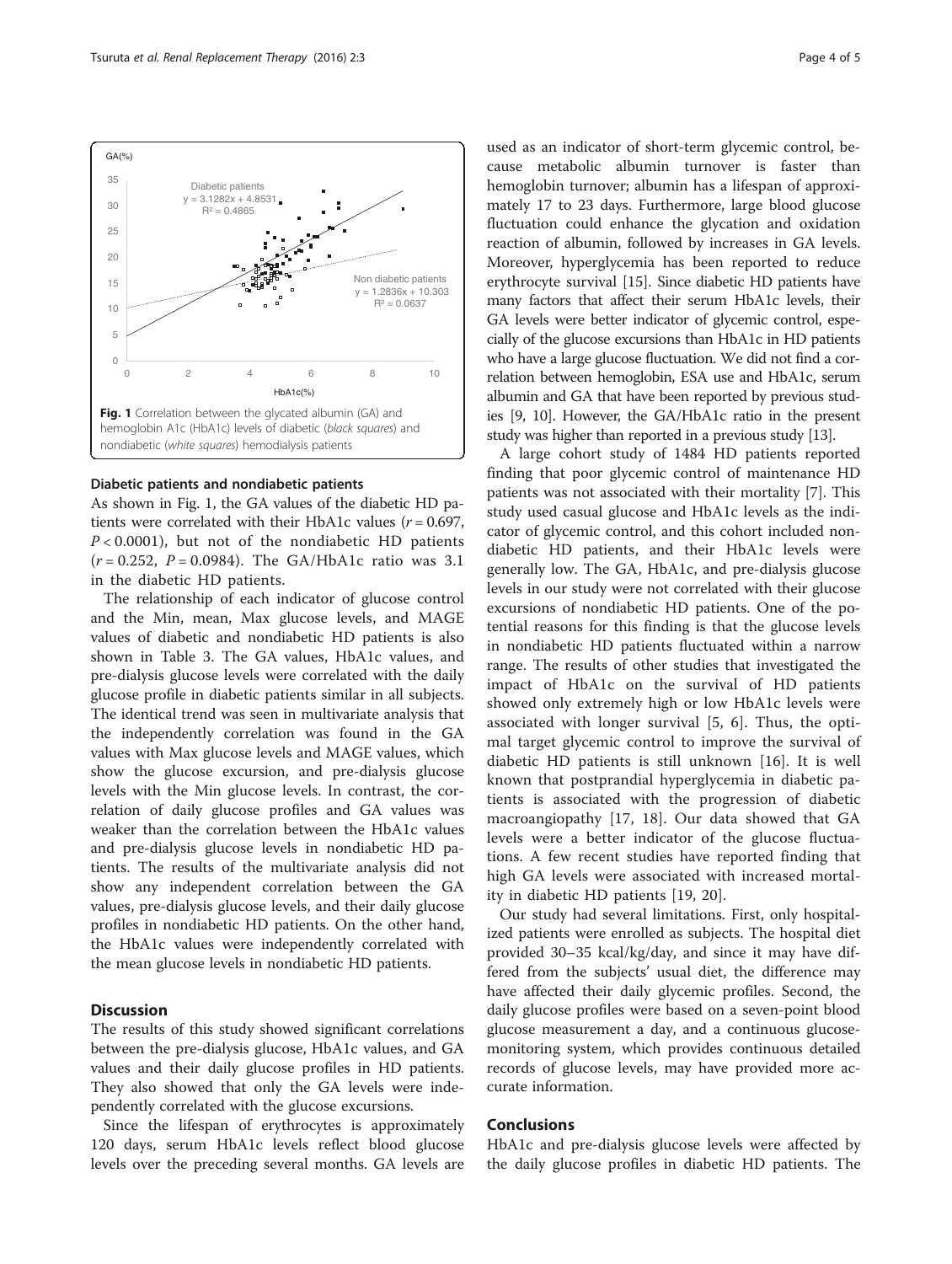Fig. 1 Correlation between the glycated albumin (GA) and hemoglobin A1c (HbA1c) levels of diabetic (*black squares*) and nondiabetic (*white squares*) hemodialysis patients

### Diabetic patients and nondiabetic patients

As shown in Fig. 1, the GA values of the diabetic HD patients were correlated with their HbA1c values ($r = 0.697$, $P < 0.0001$), but not of the nondiabetic HD patients ($r = 0.252$, $P = 0.0984$). The GA/HbA1c ratio was 3.1 in the diabetic HD patients.

The relationship of each indicator of glucose control and the Min, mean, Max glucose levels, and MAGE values of diabetic and nondiabetic HD patients is also shown in Table 3. The GA values, HbA1c values, and pre-dialysis glucose levels were correlated with the daily glucose profile in diabetic patients similar in all subjects. The identical trend was seen in multivariate analysis that the independently correlation was found in the GA values with Max glucose levels and MAGE values, which show the glucose excursion, and pre-dialysis glucose levels with the Min glucose levels. In contrast, the correlation of daily glucose profiles and GA values was weaker than the correlation between the HbA1c values and pre-dialysis glucose levels in nondiabetic HD patients. The results of the multivariate analysis did not show any independent correlation between the GA values, pre-dialysis glucose levels, and their daily glucose profiles in nondiabetic HD patients. On the other hand, the HbA1c values were independently correlated with the mean glucose levels in nondiabetic HD patients.

## Discussion

The results of this study showed significant correlations between the pre-dialysis glucose, HbA1c values, and GA values and their daily glucose profiles in HD patients. They also showed that only the GA levels were independently correlated with the glucose excursions.

Since the lifespan of erythrocytes is approximately 120 days, serum HbA1c levels reflect blood glucose levels over the preceding several months. GA levels are used as an indicator of short-term glycemic control, because metabolic albumin turnover is faster than hemoglobin turnover; albumin has a lifespan of approximately 17 to 23 days. Furthermore, large blood glucose fluctuation could enhance the glycation and oxidation reaction of albumin, followed by increases in GA levels. Moreover, hyperglycemia has been reported to reduce erythrocyte survival [15]. Since diabetic HD patients have many factors that affect their serum HbA1c levels, their GA levels were better indicator of glycemic control, especially of the glucose excursions than HbA1c in HD patients who have a large glucose fluctuation. We did not find a correlation between hemoglobin, ESA use and HbA1c, serum albumin and GA that have been reported by previous studies [9, 10]. However, the GA/HbA1c ratio in the present study was higher than reported in a previous study [13].

A large cohort study of 1484 HD patients reported finding that poor glycemic control of maintenance HD patients was not associated with their mortality [7]. This study used casual glucose and HbA1c levels as the indicator of glycemic control, and this cohort included nondiabetic HD patients, and their HbA1c levels were generally low. The GA, HbA1c, and pre-dialysis glucose levels in our study were not correlated with their glucose excursions of nondiabetic HD patients. One of the potential reasons for this finding is that the glucose levels in nondiabetic HD patients fluctuated within a narrow range. The results of other studies that investigated the impact of HbA1c on the survival of HD patients showed only extremely high or low HbA1c levels were associated with longer survival [5, 6]. Thus, the optimal target glycemic control to improve the survival of diabetic HD patients is still unknown [16]. It is well known that postprandial hyperglycemia in diabetic patients is associated with the progression of diabetic macroangiopathy [17, 18]. Our data showed that GA levels were a better indicator of the glucose fluctuations. A few recent studies have reported finding that high GA levels were associated with increased mortality in diabetic HD patients [19, 20].

Our study had several limitations. First, only hospitalized patients were enrolled as subjects. The hospital diet provided 30–35 kcal/kg/day, and since it may have differed from the subjects' usual diet, the difference may have affected their daily glycemic profiles. Second, the daily glucose profiles were based on a seven-point blood glucose measurement a day, and a continuous glucose-monitoring system, which provides continuous detailed records of glucose levels, may have provided more accurate information.

## Conclusions

HbA1c and pre-dialysis glucose levels were affected by the daily glucose profiles in diabetic HD patients. The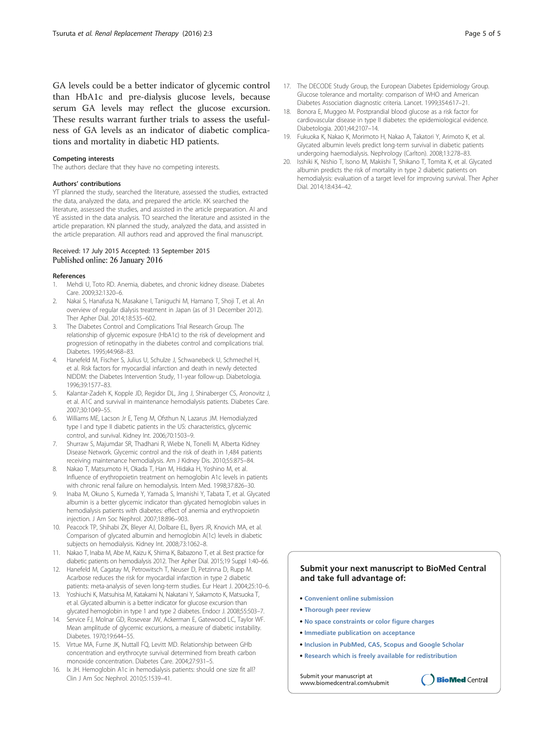GA levels could be a better indicator of glycemic control than HbA1c and pre-dialysis glucose levels, because serum GA levels may reflect the glucose excursion. These results warrant further trials to assess the usefulness of GA levels as an indicator of diabetic complications and mortality in diabetic HD patients.

#### Competing interests

The authors declare that they have no competing interests.

#### Authors' contributions

YT planned the study, searched the literature, assessed the studies, extracted the data, analyzed the data, and prepared the article. KK searched the literature, assessed the studies, and assisted in the article preparation. AI and YE assisted in the data analysis. TO searched the literature and assisted in the article preparation. KN planned the study, analyzed the data, and assisted in the article preparation. All authors read and approved the final manuscript.

Received: 17 July 2015 Accepted: 13 September 2015
Published online: 26 January 2016

#### References

1. Mehdi U, Toto RD. Anemia, diabetes, and chronic kidney disease. Diabetes Care. 2009;32:1320–6.
2. Nakai S, Hanafusa N, Masakane I, Taniguchi M, Hamano T, Shoji T, et al. An overview of regular dialysis treatment in Japan (as of 31 December 2012). Ther Apher Dial. 2014;18:535–602.
3. The Diabetes Control and Complications Trial Research Group. The relationship of glycemic exposure (HbA1c) to the risk of development and progression of retinopathy in the diabetes control and complications trial. Diabetes. 1995;44:968–83.
4. Hanefeld M, Fischer S, Julius U, Schulze J, Schwanebeck U, Schmechel H, et al. Risk factors for myocardial infarction and death in newly detected NIDDM: the Diabetes Intervention Study, 11-year follow-up. Diabetologia. 1996;39:1577–83.
5. Kalantar-Zadeh K, Kopple JD, Regidor DL, Jing J, Shinaberger CS, Aronovitz J, et al. A1C and survival in maintenance hemodialysis patients. Diabetes Care. 2007;30:1049–55.
6. Williams ME, Lacson Jr E, Teng M, Ofsthun N, Lazarus JM. Hemodialyzed type I and type II diabetic patients in the US: characteristics, glycemic control, and survival. Kidney Int. 2006;70:1503–9.
7. Shurraw S, Majumdar SR, Thadhani R, Wiebe N, Tonelli M, Alberta Kidney Disease Network. Glycemic control and the risk of death in 1,484 patients receiving maintenance hemodialysis. Am J Kidney Dis. 2010;55:875–84.
8. Nakao T, Matsumoto H, Okada T, Han M, Hidaka H, Yoshino M, et al. Influence of erythropoietin treatment on hemoglobin A1c levels in patients with chronic renal failure on hemodialysis. Intern Med. 1998;37:826–30.
9. Inaba M, Okuno S, Kumeda Y, Yamada S, Imanishi Y, Tabata T, et al. Glycated albumin is a better glycemic indicator than glycated hemoglobin values in hemodialysis patients with diabetes: effect of anemia and erythropoietin injection. J Am Soc Nephrol. 2007;18:896–903.
10. Peacock TP, Shihabi ZK, Bleyer AJ, Dolbare EL, Byers JR, Knovich MA, et al. Comparison of glycated albumin and hemoglobin A(1c) levels in diabetic subjects on hemodialysis. Kidney Int. 2008;73:1062–8.
11. Nakao T, Inaba M, Abe M, Kaizu K, Shima K, Babazono T, et al. Best practice for diabetic patients on hemodialysis 2012. Ther Apher Dial. 2015;19 Suppl 1:40–66.
12. Hanefeld M, Cagatay M, Petrowitsch T, Neuser D, Petzinna D, Rupp M. Acarbose reduces the risk for myocardial infarction in type 2 diabetic patients: meta-analysis of seven long-term studies. Eur Heart J. 2004;25:10–6.
13. Yoshiuchi K, Matsuhisa M, Katakami N, Nakatani Y, Sakamoto K, Matsuoka T, et al. Glycated albumin is a better indicator for glucose excursion than glycated hemoglobin in type 1 and type 2 diabetes. Endocr J. 2008;55:503–7.
14. Service FJ, Molnar GD, Rosevear JW, Ackerman E, Gatewood LC, Taylor WF. Mean amplitude of glycemic excursions, a measure of diabetic instability. Diabetes. 1970;19:644–55.
15. Virtue MA, Furne JK, Nuttall FQ, Levitt MD. Relationship between GHb concentration and erythrocyte survival determined from breath carbon monoxide concentration. Diabetes Care. 2004;27:931–5.
16. Ix JH. Hemoglobin A1c in hemodialysis patients: should one size fit all? Clin J Am Soc Nephrol. 2010;5:1539–41.
17. The DECODE Study Group, the European Diabetes Epidemiology Group. Glucose tolerance and mortality: comparison of WHO and American Diabetes Association diagnostic criteria. Lancet. 1999;354:617–21.
18. Bonora E, Muggeo M. Postprandial blood glucose as a risk factor for cardiovascular disease in type II diabetes: the epidemiological evidence. Diabetologia. 2001;44:2107–14.
19. Fukuoka K, Nakao K, Morimoto H, Nakao A, Takatori Y, Arimoto K, et al. Glycated albumin levels predict long-term survival in diabetic patients undergoing haemodialysis. Nephrology (Carlton). 2008;13:278–83.
20. Isshiki K, Nishio T, Isono M, Makiishi T, Shikano T, Tomita K, et al. Glycated albumin predicts the risk of mortality in type 2 diabetic patients on hemodialysis: evaluation of a target level for improving survival. Ther Apher Dial. 2014;18:434–42.

**Submit your next manuscript to BioMed Central and take full advantage of:**

- Convenient online submission
- Thorough peer review
- No space constraints or color figure charges
- Immediate publication on acceptance
- Inclusion in PubMed, CAS, Scopus and Google Scholar
- Research which is freely available for redistribution

Submit your manuscript at www.biomedcentral.com/submit

BioMed Central